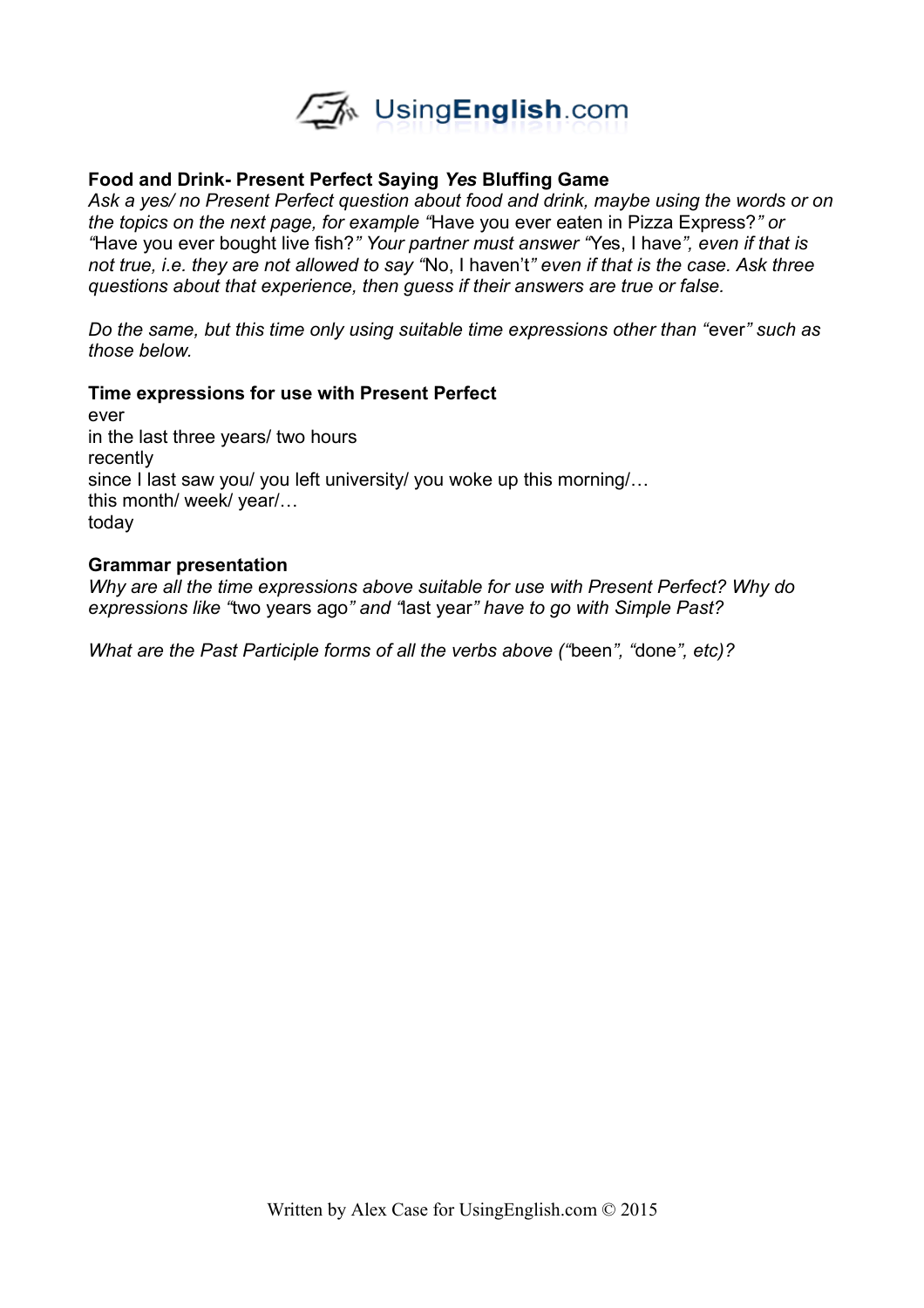**Food and Drink- Present Perfect Saying *Yes* Bluffing Game**

*Ask a yes/ no Present Perfect question about food and drink, maybe using the words or on the topics on the next page, for example "*Have you ever eaten in Pizza Express?*" or "*Have you ever bought live fish?*" Your partner must answer "*Yes, I have*", even if that is not true, i.e. they are not allowed to say "*No, I haven't*" even if that is the case. Ask three questions about that experience, then guess if their answers are true or false.*

*Do the same, but this time only using suitable time expressions other than "*ever*" such as those below.*

**Time expressions for use with Present Perfect**

ever
in the last three years/ two hours
recently
since I last saw you/ you left university/ you woke up this morning/…
this month/ week/ year/…
today

**Grammar presentation**

*Why are all the time expressions above suitable for use with Present Perfect? Why do expressions like "*two years ago*" and "*last year*" have to go with Simple Past?*

*What are the Past Participle forms of all the verbs above ("*been*", "*done*", etc)?*

Written by Alex Case for UsingEnglish.com © 2015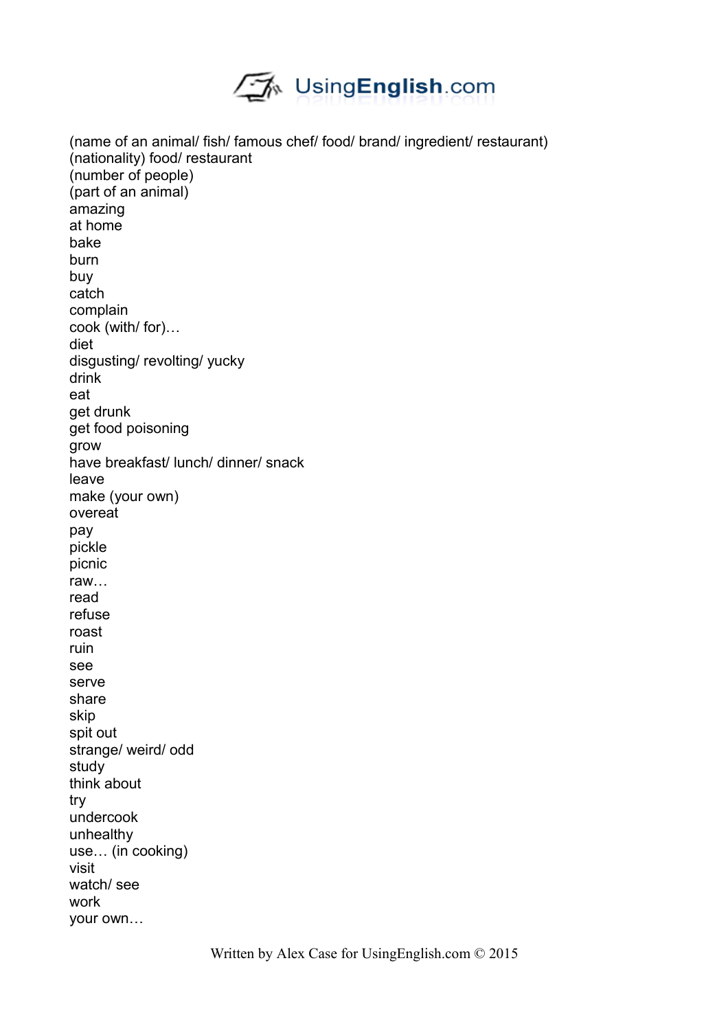(name of an animal/ fish/ famous chef/ food/ brand/ ingredient/ restaurant)
(nationality) food/ restaurant
(number of people)
(part of an animal)
amazing
at home
bake
burn
buy
catch
complain
cook (with/ for)…
diet
disgusting/ revolting/ yucky
drink
eat
get drunk
get food poisoning
grow
have breakfast/ lunch/ dinner/ snack
leave
make (your own)
overeat
pay
pickle
picnic
raw…
read
refuse
roast
ruin
see
serve
share
skip
spit out
strange/ weird/ odd
study
think about
try
undercook
unhealthy
use… (in cooking)
visit
watch/ see
work
your own…

Written by Alex Case for UsingEnglish.com © 2015